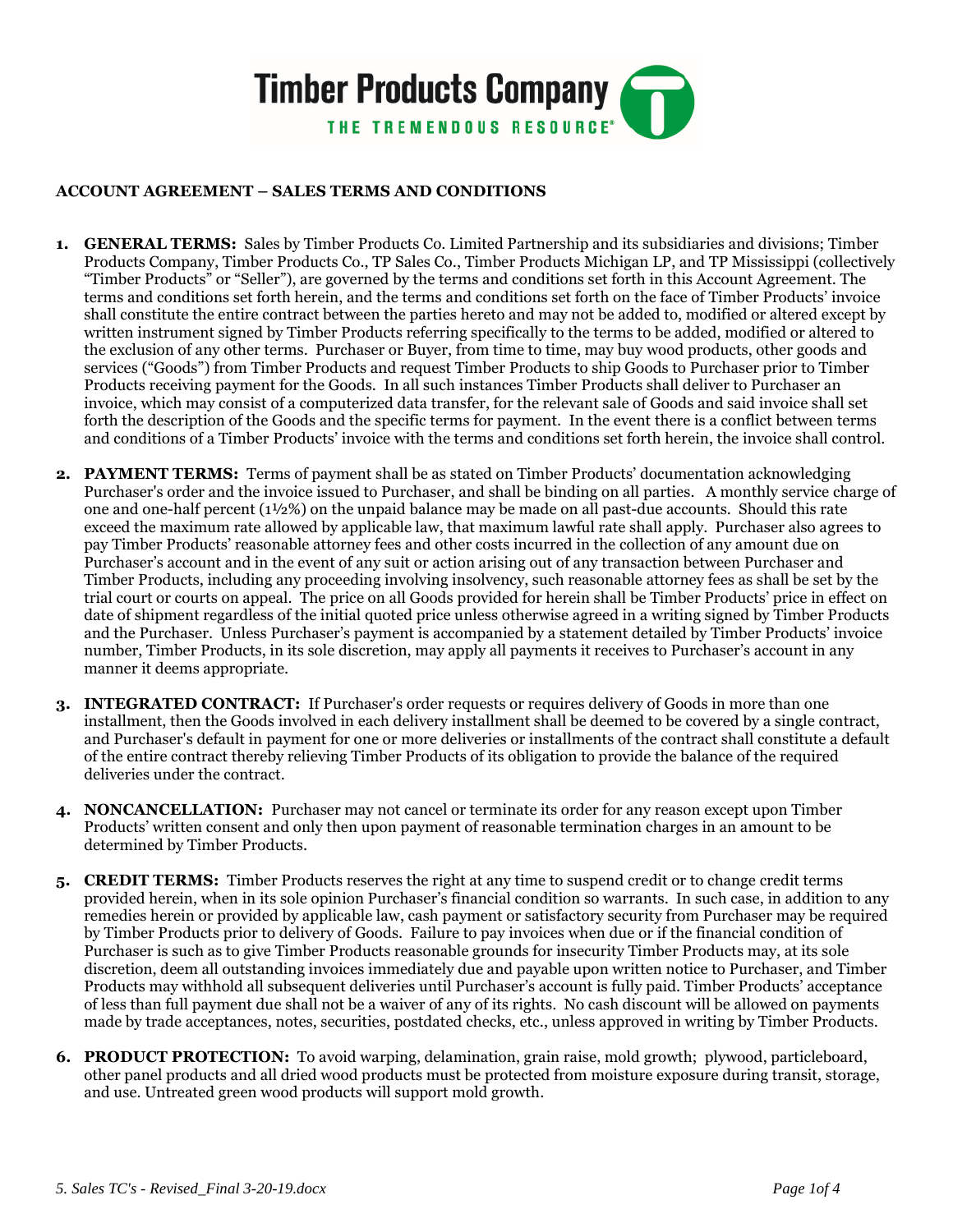Timber Products Company

THE TREMENDOUS RESOURCE®

## ACCOUNT AGREEMENT – SALES TERMS AND CONDITIONS

1. **GENERAL TERMS:** Sales by Timber Products Co. Limited Partnership and its subsidiaries and divisions; Timber Products Company, Timber Products Co., TP Sales Co., Timber Products Michigan LP, and TP Mississippi (collectively "Timber Products" or "Seller"), are governed by the terms and conditions set forth in this Account Agreement. The terms and conditions set forth herein, and the terms and conditions set forth on the face of Timber Products' invoice shall constitute the entire contract between the parties hereto and may not be added to, modified or altered except by written instrument signed by Timber Products referring specifically to the terms to be added, modified or altered to the exclusion of any other terms. Purchaser or Buyer, from time to time, may buy wood products, other goods and services ("Goods") from Timber Products and request Timber Products to ship Goods to Purchaser prior to Timber Products receiving payment for the Goods. In all such instances Timber Products shall deliver to Purchaser an invoice, which may consist of a computerized data transfer, for the relevant sale of Goods and said invoice shall set forth the description of the Goods and the specific terms for payment. In the event there is a conflict between terms and conditions of a Timber Products' invoice with the terms and conditions set forth herein, the invoice shall control.

2. **PAYMENT TERMS:** Terms of payment shall be as stated on Timber Products' documentation acknowledging Purchaser's order and the invoice issued to Purchaser, and shall be binding on all parties. A monthly service charge of one and one-half percent (1½%) on the unpaid balance may be made on all past-due accounts. Should this rate exceed the maximum rate allowed by applicable law, that maximum lawful rate shall apply. Purchaser also agrees to pay Timber Products' reasonable attorney fees and other costs incurred in the collection of any amount due on Purchaser's account and in the event of any suit or action arising out of any transaction between Purchaser and Timber Products, including any proceeding involving insolvency, such reasonable attorney fees as shall be set by the trial court or courts on appeal. The price on all Goods provided for herein shall be Timber Products' price in effect on date of shipment regardless of the initial quoted price unless otherwise agreed in a writing signed by Timber Products and the Purchaser. Unless Purchaser's payment is accompanied by a statement detailed by Timber Products' invoice number, Timber Products, in its sole discretion, may apply all payments it receives to Purchaser's account in any manner it deems appropriate.

3. **INTEGRATED CONTRACT:** If Purchaser's order requests or requires delivery of Goods in more than one installment, then the Goods involved in each delivery installment shall be deemed to be covered by a single contract, and Purchaser's default in payment for one or more deliveries or installments of the contract shall constitute a default of the entire contract thereby relieving Timber Products of its obligation to provide the balance of the required deliveries under the contract.

4. **NONCANCELLATION:** Purchaser may not cancel or terminate its order for any reason except upon Timber Products' written consent and only then upon payment of reasonable termination charges in an amount to be determined by Timber Products.

5. **CREDIT TERMS:** Timber Products reserves the right at any time to suspend credit or to change credit terms provided herein, when in its sole opinion Purchaser's financial condition so warrants. In such case, in addition to any remedies herein or provided by applicable law, cash payment or satisfactory security from Purchaser may be required by Timber Products prior to delivery of Goods. Failure to pay invoices when due or if the financial condition of Purchaser is such as to give Timber Products reasonable grounds for insecurity Timber Products may, at its sole discretion, deem all outstanding invoices immediately due and payable upon written notice to Purchaser, and Timber Products may withhold all subsequent deliveries until Purchaser's account is fully paid. Timber Products' acceptance of less than full payment due shall not be a waiver of any of its rights. No cash discount will be allowed on payments made by trade acceptances, notes, securities, postdated checks, etc., unless approved in writing by Timber Products.

6. **PRODUCT PROTECTION:** To avoid warping, delamination, grain raise, mold growth; plywood, particleboard, other panel products and all dried wood products must be protected from moisture exposure during transit, storage, and use. Untreated green wood products will support mold growth.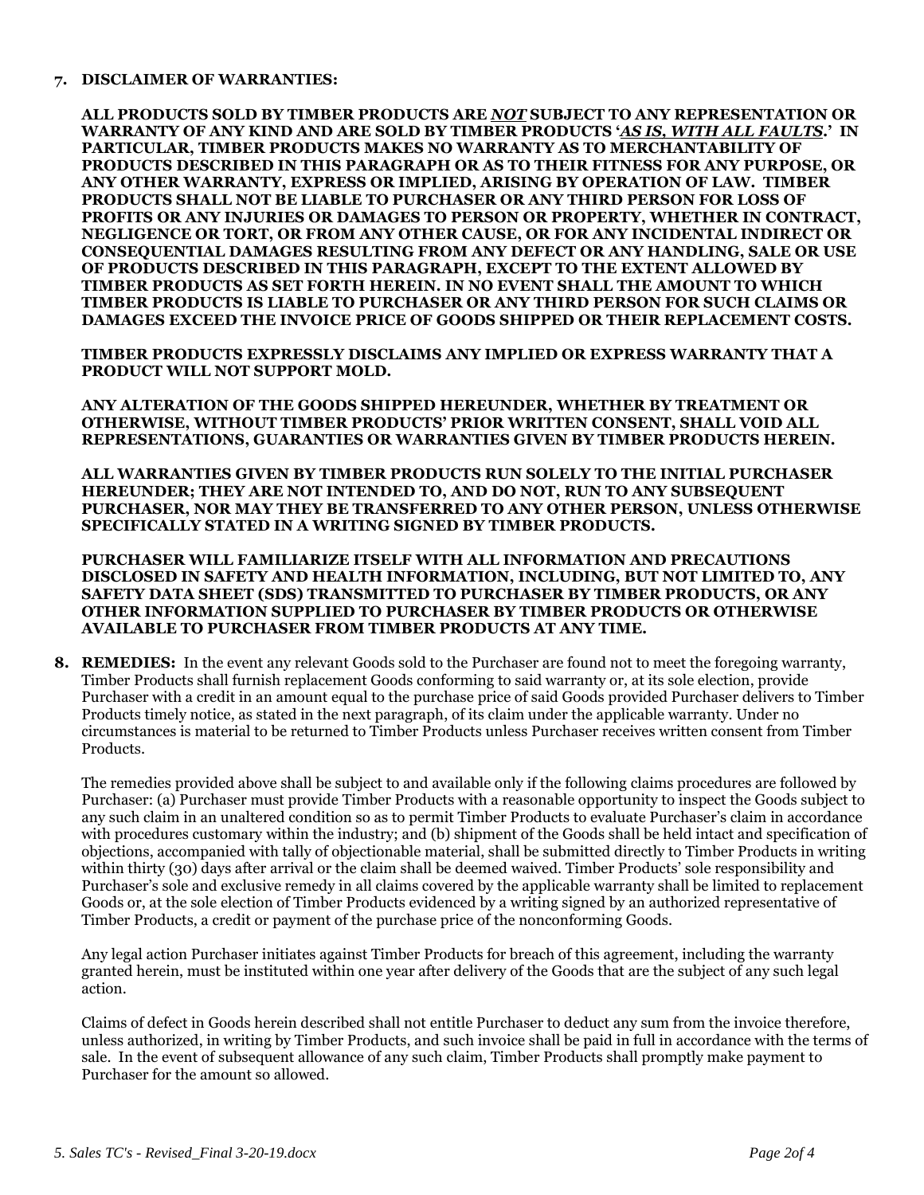**7. DISCLAIMER OF WARRANTIES:**

**ALL PRODUCTS SOLD BY TIMBER PRODUCTS ARE *NOT* SUBJECT TO ANY REPRESENTATION OR WARRANTY OF ANY KIND AND ARE SOLD BY TIMBER PRODUCTS '*AS IS, WITH ALL FAULTS*.' IN PARTICULAR, TIMBER PRODUCTS MAKES NO WARRANTY AS TO MERCHANTABILITY OF PRODUCTS DESCRIBED IN THIS PARAGRAPH OR AS TO THEIR FITNESS FOR ANY PURPOSE, OR ANY OTHER WARRANTY, EXPRESS OR IMPLIED, ARISING BY OPERATION OF LAW. TIMBER PRODUCTS SHALL NOT BE LIABLE TO PURCHASER OR ANY THIRD PERSON FOR LOSS OF PROFITS OR ANY INJURIES OR DAMAGES TO PERSON OR PROPERTY, WHETHER IN CONTRACT, NEGLIGENCE OR TORT, OR FROM ANY OTHER CAUSE, OR FOR ANY INCIDENTAL INDIRECT OR CONSEQUENTIAL DAMAGES RESULTING FROM ANY DEFECT OR ANY HANDLING, SALE OR USE OF PRODUCTS DESCRIBED IN THIS PARAGRAPH, EXCEPT TO THE EXTENT ALLOWED BY TIMBER PRODUCTS AS SET FORTH HEREIN. IN NO EVENT SHALL THE AMOUNT TO WHICH TIMBER PRODUCTS IS LIABLE TO PURCHASER OR ANY THIRD PERSON FOR SUCH CLAIMS OR DAMAGES EXCEED THE INVOICE PRICE OF GOODS SHIPPED OR THEIR REPLACEMENT COSTS.**

**TIMBER PRODUCTS EXPRESSLY DISCLAIMS ANY IMPLIED OR EXPRESS WARRANTY THAT A PRODUCT WILL NOT SUPPORT MOLD.**

**ANY ALTERATION OF THE GOODS SHIPPED HEREUNDER, WHETHER BY TREATMENT OR OTHERWISE, WITHOUT TIMBER PRODUCTS' PRIOR WRITTEN CONSENT, SHALL VOID ALL REPRESENTATIONS, GUARANTIES OR WARRANTIES GIVEN BY TIMBER PRODUCTS HEREIN.**

**ALL WARRANTIES GIVEN BY TIMBER PRODUCTS RUN SOLELY TO THE INITIAL PURCHASER HEREUNDER; THEY ARE NOT INTENDED TO, AND DO NOT, RUN TO ANY SUBSEQUENT PURCHASER, NOR MAY THEY BE TRANSFERRED TO ANY OTHER PERSON, UNLESS OTHERWISE SPECIFICALLY STATED IN A WRITING SIGNED BY TIMBER PRODUCTS.**

**PURCHASER WILL FAMILIARIZE ITSELF WITH ALL INFORMATION AND PRECAUTIONS DISCLOSED IN SAFETY AND HEALTH INFORMATION, INCLUDING, BUT NOT LIMITED TO, ANY SAFETY DATA SHEET (SDS) TRANSMITTED TO PURCHASER BY TIMBER PRODUCTS, OR ANY OTHER INFORMATION SUPPLIED TO PURCHASER BY TIMBER PRODUCTS OR OTHERWISE AVAILABLE TO PURCHASER FROM TIMBER PRODUCTS AT ANY TIME.**

**8. REMEDIES:** In the event any relevant Goods sold to the Purchaser are found not to meet the foregoing warranty, Timber Products shall furnish replacement Goods conforming to said warranty or, at its sole election, provide Purchaser with a credit in an amount equal to the purchase price of said Goods provided Purchaser delivers to Timber Products timely notice, as stated in the next paragraph, of its claim under the applicable warranty. Under no circumstances is material to be returned to Timber Products unless Purchaser receives written consent from Timber Products.

The remedies provided above shall be subject to and available only if the following claims procedures are followed by Purchaser: (a) Purchaser must provide Timber Products with a reasonable opportunity to inspect the Goods subject to any such claim in an unaltered condition so as to permit Timber Products to evaluate Purchaser's claim in accordance with procedures customary within the industry; and (b) shipment of the Goods shall be held intact and specification of objections, accompanied with tally of objectionable material, shall be submitted directly to Timber Products in writing within thirty (30) days after arrival or the claim shall be deemed waived. Timber Products' sole responsibility and Purchaser's sole and exclusive remedy in all claims covered by the applicable warranty shall be limited to replacement Goods or, at the sole election of Timber Products evidenced by a writing signed by an authorized representative of Timber Products, a credit or payment of the purchase price of the nonconforming Goods.

Any legal action Purchaser initiates against Timber Products for breach of this agreement, including the warranty granted herein, must be instituted within one year after delivery of the Goods that are the subject of any such legal action.

Claims of defect in Goods herein described shall not entitle Purchaser to deduct any sum from the invoice therefore, unless authorized, in writing by Timber Products, and such invoice shall be paid in full in accordance with the terms of sale. In the event of subsequent allowance of any such claim, Timber Products shall promptly make payment to Purchaser for the amount so allowed.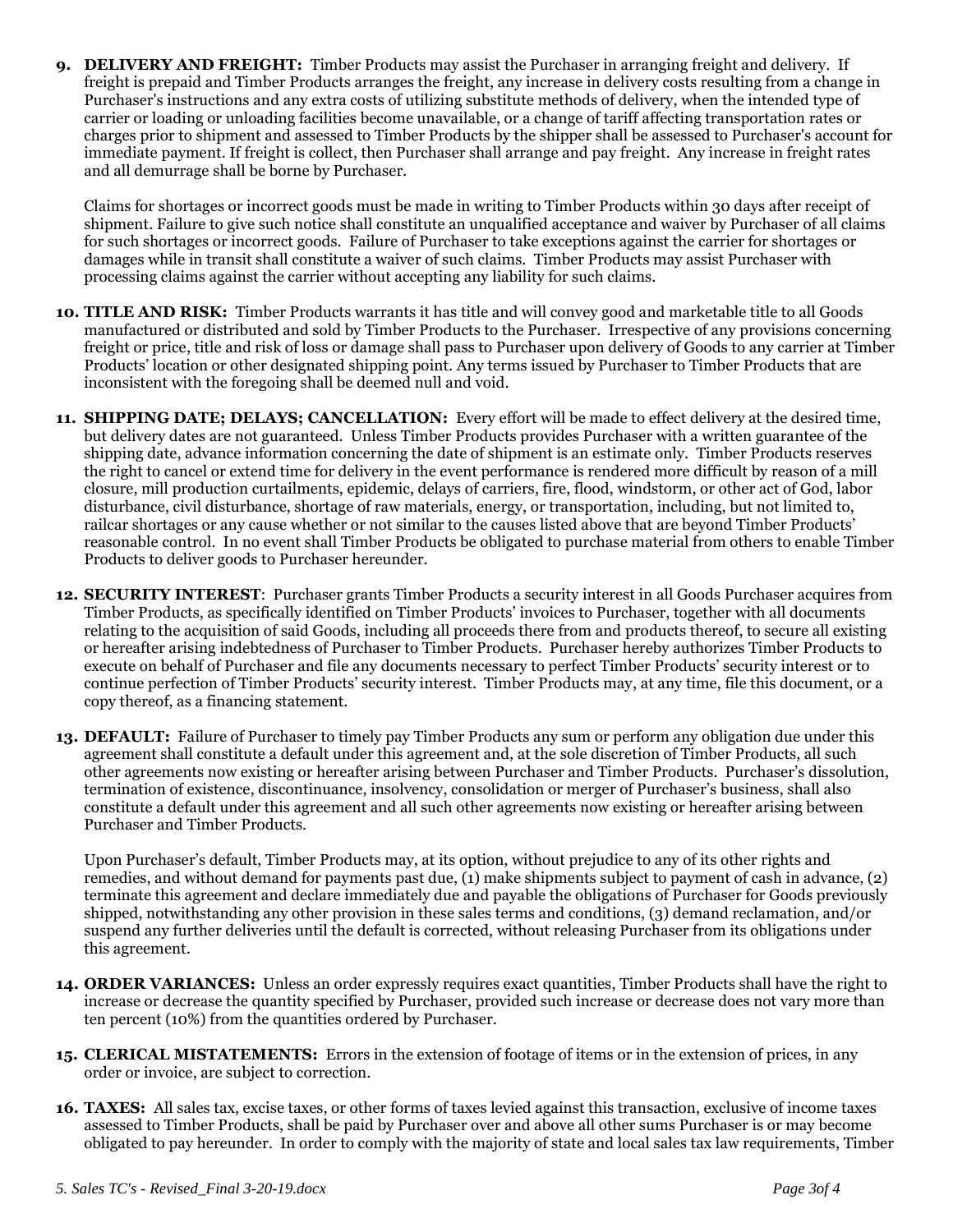**9. DELIVERY AND FREIGHT:** Timber Products may assist the Purchaser in arranging freight and delivery. If freight is prepaid and Timber Products arranges the freight, any increase in delivery costs resulting from a change in Purchaser's instructions and any extra costs of utilizing substitute methods of delivery, when the intended type of carrier or loading or unloading facilities become unavailable, or a change of tariff affecting transportation rates or charges prior to shipment and assessed to Timber Products by the shipper shall be assessed to Purchaser's account for immediate payment. If freight is collect, then Purchaser shall arrange and pay freight. Any increase in freight rates and all demurrage shall be borne by Purchaser.

Claims for shortages or incorrect goods must be made in writing to Timber Products within 30 days after receipt of shipment. Failure to give such notice shall constitute an unqualified acceptance and waiver by Purchaser of all claims for such shortages or incorrect goods. Failure of Purchaser to take exceptions against the carrier for shortages or damages while in transit shall constitute a waiver of such claims. Timber Products may assist Purchaser with processing claims against the carrier without accepting any liability for such claims.

**10. TITLE AND RISK:** Timber Products warrants it has title and will convey good and marketable title to all Goods manufactured or distributed and sold by Timber Products to the Purchaser. Irrespective of any provisions concerning freight or price, title and risk of loss or damage shall pass to Purchaser upon delivery of Goods to any carrier at Timber Products' location or other designated shipping point. Any terms issued by Purchaser to Timber Products that are inconsistent with the foregoing shall be deemed null and void.

**11. SHIPPING DATE; DELAYS; CANCELLATION:** Every effort will be made to effect delivery at the desired time, but delivery dates are not guaranteed. Unless Timber Products provides Purchaser with a written guarantee of the shipping date, advance information concerning the date of shipment is an estimate only. Timber Products reserves the right to cancel or extend time for delivery in the event performance is rendered more difficult by reason of a mill closure, mill production curtailments, epidemic, delays of carriers, fire, flood, windstorm, or other act of God, labor disturbance, civil disturbance, shortage of raw materials, energy, or transportation, including, but not limited to, railcar shortages or any cause whether or not similar to the causes listed above that are beyond Timber Products' reasonable control. In no event shall Timber Products be obligated to purchase material from others to enable Timber Products to deliver goods to Purchaser hereunder.

**12. SECURITY INTEREST**: Purchaser grants Timber Products a security interest in all Goods Purchaser acquires from Timber Products, as specifically identified on Timber Products' invoices to Purchaser, together with all documents relating to the acquisition of said Goods, including all proceeds there from and products thereof, to secure all existing or hereafter arising indebtedness of Purchaser to Timber Products. Purchaser hereby authorizes Timber Products to execute on behalf of Purchaser and file any documents necessary to perfect Timber Products' security interest or to continue perfection of Timber Products' security interest. Timber Products may, at any time, file this document, or a copy thereof, as a financing statement.

**13. DEFAULT:** Failure of Purchaser to timely pay Timber Products any sum or perform any obligation due under this agreement shall constitute a default under this agreement and, at the sole discretion of Timber Products, all such other agreements now existing or hereafter arising between Purchaser and Timber Products. Purchaser's dissolution, termination of existence, discontinuance, insolvency, consolidation or merger of Purchaser's business, shall also constitute a default under this agreement and all such other agreements now existing or hereafter arising between Purchaser and Timber Products.

Upon Purchaser's default, Timber Products may, at its option, without prejudice to any of its other rights and remedies, and without demand for payments past due, (1) make shipments subject to payment of cash in advance, (2) terminate this agreement and declare immediately due and payable the obligations of Purchaser for Goods previously shipped, notwithstanding any other provision in these sales terms and conditions, (3) demand reclamation, and/or suspend any further deliveries until the default is corrected, without releasing Purchaser from its obligations under this agreement.

**14. ORDER VARIANCES:** Unless an order expressly requires exact quantities, Timber Products shall have the right to increase or decrease the quantity specified by Purchaser, provided such increase or decrease does not vary more than ten percent (10%) from the quantities ordered by Purchaser.

**15. CLERICAL MISTATEMENTS:** Errors in the extension of footage of items or in the extension of prices, in any order or invoice, are subject to correction.

**16. TAXES:** All sales tax, excise taxes, or other forms of taxes levied against this transaction, exclusive of income taxes assessed to Timber Products, shall be paid by Purchaser over and above all other sums Purchaser is or may become obligated to pay hereunder. In order to comply with the majority of state and local sales tax law requirements, Timber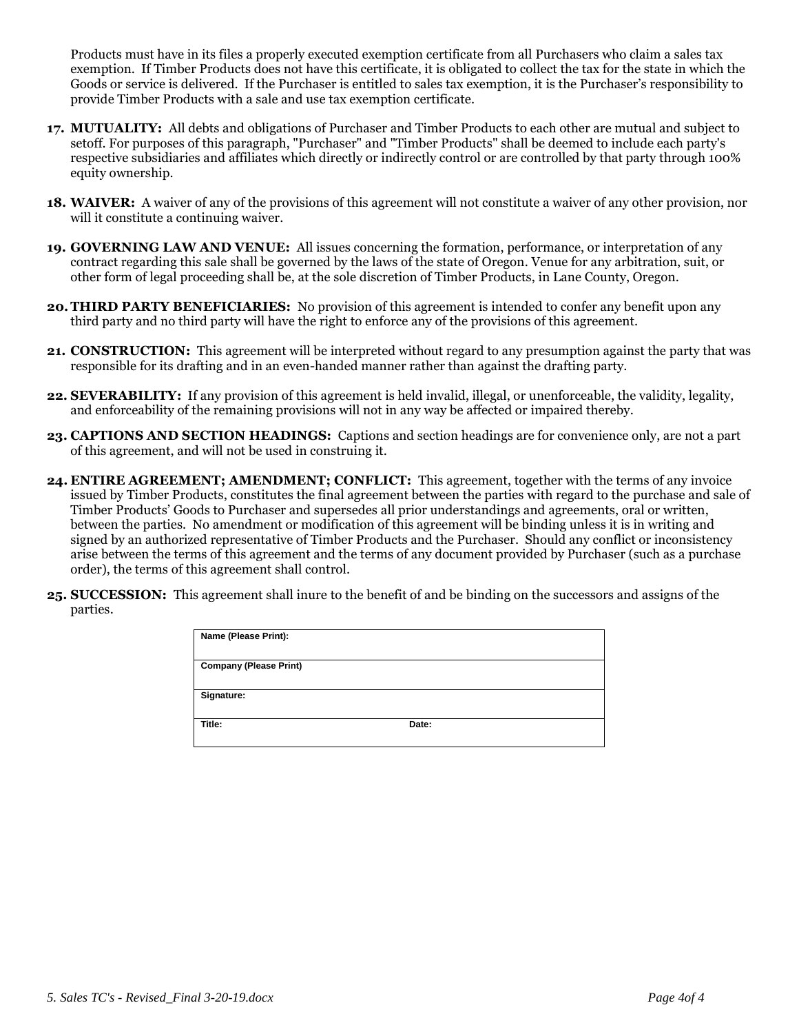Products must have in its files a properly executed exemption certificate from all Purchasers who claim a sales tax exemption. If Timber Products does not have this certificate, it is obligated to collect the tax for the state in which the Goods or service is delivered. If the Purchaser is entitled to sales tax exemption, it is the Purchaser's responsibility to provide Timber Products with a sale and use tax exemption certificate.

17. **MUTUALITY:** All debts and obligations of Purchaser and Timber Products to each other are mutual and subject to setoff. For purposes of this paragraph, "Purchaser" and "Timber Products" shall be deemed to include each party's respective subsidiaries and affiliates which directly or indirectly control or are controlled by that party through 100% equity ownership.

18. **WAIVER:** A waiver of any of the provisions of this agreement will not constitute a waiver of any other provision, nor will it constitute a continuing waiver.

19. **GOVERNING LAW AND VENUE:** All issues concerning the formation, performance, or interpretation of any contract regarding this sale shall be governed by the laws of the state of Oregon. Venue for any arbitration, suit, or other form of legal proceeding shall be, at the sole discretion of Timber Products, in Lane County, Oregon.

20. **THIRD PARTY BENEFICIARIES:** No provision of this agreement is intended to confer any benefit upon any third party and no third party will have the right to enforce any of the provisions of this agreement.

21. **CONSTRUCTION:** This agreement will be interpreted without regard to any presumption against the party that was responsible for its drafting and in an even-handed manner rather than against the drafting party.

22. **SEVERABILITY:** If any provision of this agreement is held invalid, illegal, or unenforceable, the validity, legality, and enforceability of the remaining provisions will not in any way be affected or impaired thereby.

23. **CAPTIONS AND SECTION HEADINGS:** Captions and section headings are for convenience only, are not a part of this agreement, and will not be used in construing it.

24. **ENTIRE AGREEMENT; AMENDMENT; CONFLICT:** This agreement, together with the terms of any invoice issued by Timber Products, constitutes the final agreement between the parties with regard to the purchase and sale of Timber Products' Goods to Purchaser and supersedes all prior understandings and agreements, oral or written, between the parties. No amendment or modification of this agreement will be binding unless it is in writing and signed by an authorized representative of Timber Products and the Purchaser. Should any conflict or inconsistency arise between the terms of this agreement and the terms of any document provided by Purchaser (such as a purchase order), the terms of this agreement shall control.

25. **SUCCESSION:** This agreement shall inure to the benefit of and be binding on the successors and assigns of the parties.

| | |
|---|---|
| **Name (Please Print):** | |
| **Company (Please Print)** | |
| **Signature:** | |
| **Title:** | **Date:** |

*5. Sales TC's - Revised_Final 3-20-19.docx*